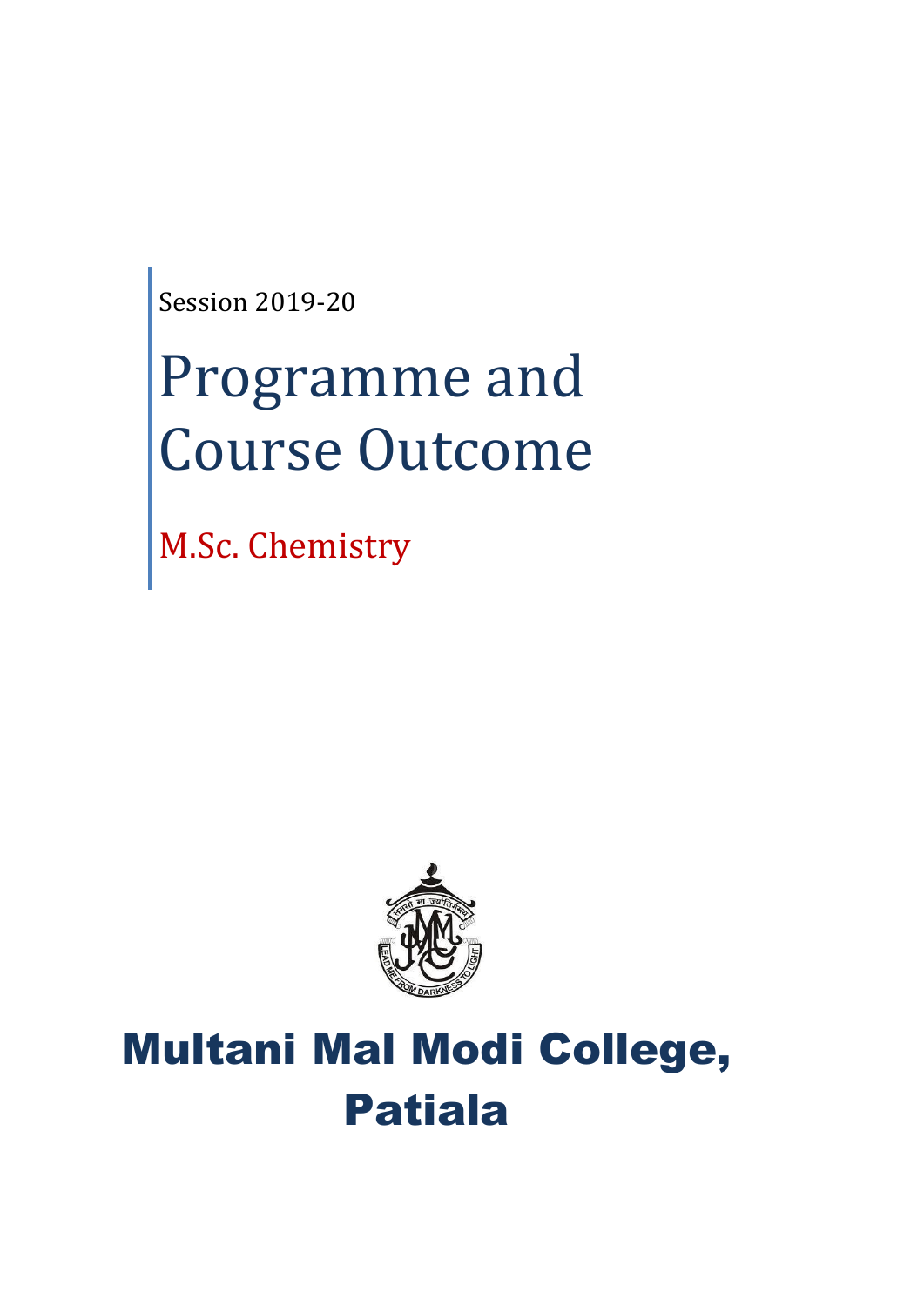Session 2019-20

# Programme and Course Outcome

## M.Sc. Chemistry

# Multani Mal Modi College, Patiala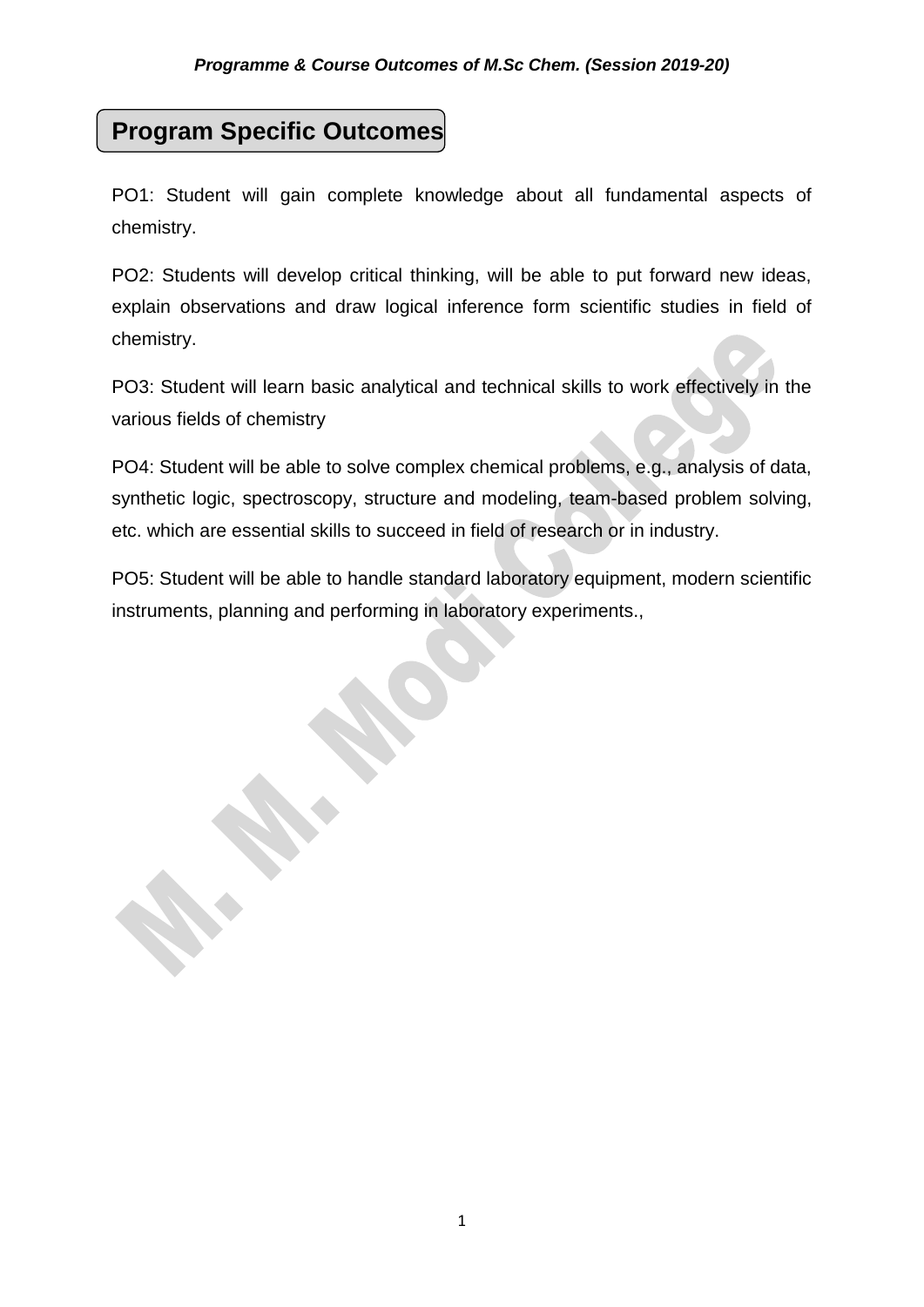## Program Specific Outcomes

PO1: Student will gain complete knowledge about all fundamental aspects of chemistry.

PO2: Students will develop critical thinking, will be able to put forward new ideas, explain observations and draw logical inference form scientific studies in field of chemistry.

PO3: Student will learn basic analytical and technical skills to work effectively in the various fields of chemistry

PO4: Student will be able to solve complex chemical problems, e.g., analysis of data, synthetic logic, spectroscopy, structure and modeling, team-based problem solving, etc. which are essential skills to succeed in field of research or in industry.

PO5: Student will be able to handle standard laboratory equipment, modern scientific instruments, planning and performing in laboratory experiments.,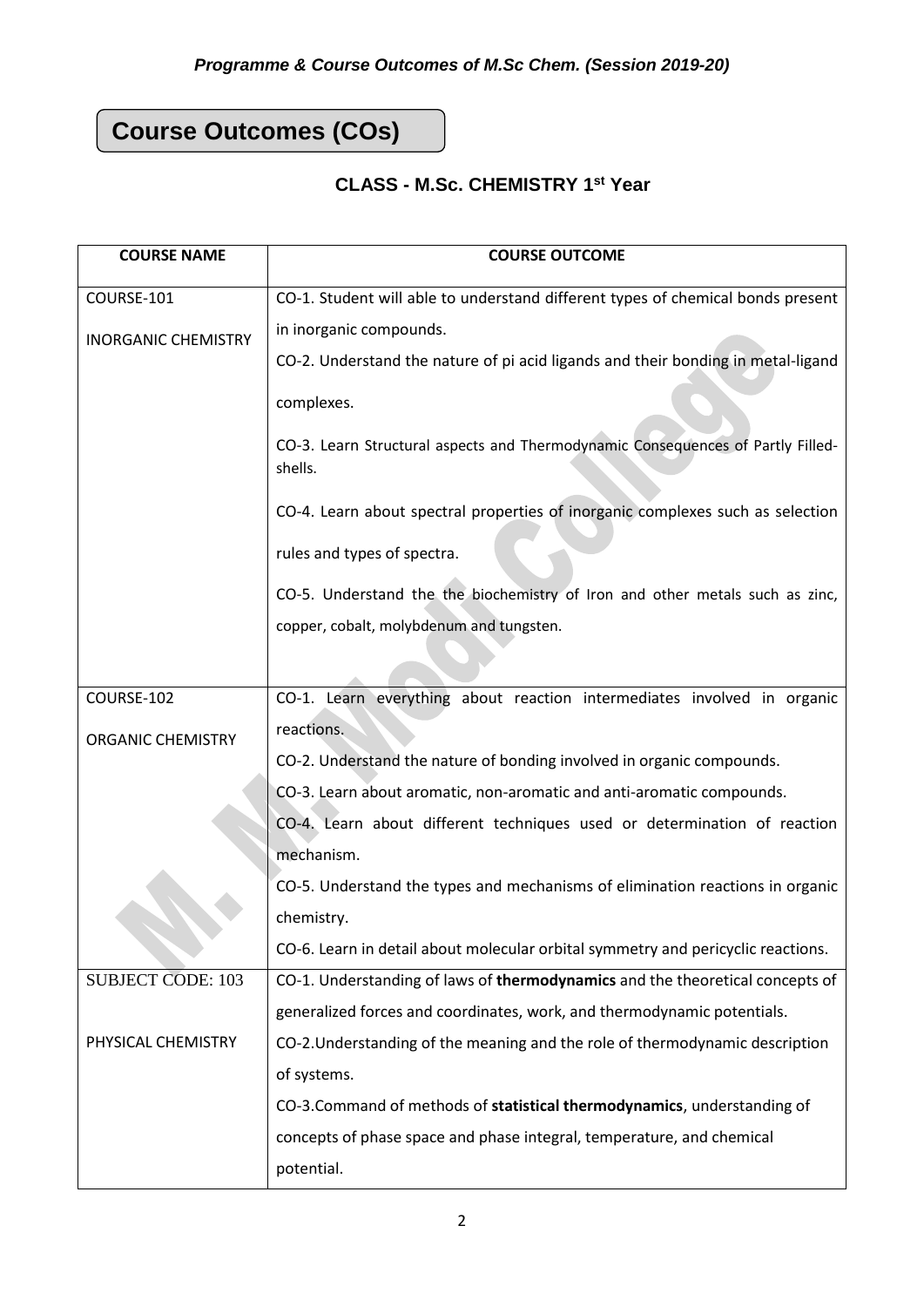## Course Outcomes (COs)

### CLASS - M.Sc. CHEMISTRY 1st Year

| COURSE NAME | COURSE OUTCOME |
|---|---|
| COURSE-101<br><br>INORGANIC CHEMISTRY | CO-1. Student will able to understand different types of chemical bonds present in inorganic compounds.<br>CO-2. Understand the nature of pi acid ligands and their bonding in metal-ligand complexes.<br>CO-3. Learn Structural aspects and Thermodynamic Consequences of Partly Filled-shells.<br>CO-4. Learn about spectral properties of inorganic complexes such as selection rules and types of spectra.<br>CO-5. Understand the the biochemistry of Iron and other metals such as zinc, copper, cobalt, molybdenum and tungsten. |
| COURSE-102<br><br>ORGANIC CHEMISTRY | CO-1. Learn everything about reaction intermediates involved in organic reactions.<br>CO-2. Understand the nature of bonding involved in organic compounds.<br>CO-3. Learn about aromatic, non-aromatic and anti-aromatic compounds.<br>CO-4. Learn about different techniques used or determination of reaction mechanism.<br>CO-5. Understand the types and mechanisms of elimination reactions in organic chemistry.<br>CO-6. Learn in detail about molecular orbital symmetry and pericyclic reactions. |
| SUBJECT CODE: 103<br><br>PHYSICAL CHEMISTRY | CO-1. Understanding of laws of **thermodynamics** and the theoretical concepts of generalized forces and coordinates, work, and thermodynamic potentials.<br>CO-2.Understanding of the meaning and the role of thermodynamic description of systems.<br>CO-3.Command of methods of **statistical thermodynamics**, understanding of concepts of phase space and phase integral, temperature, and chemical potential. |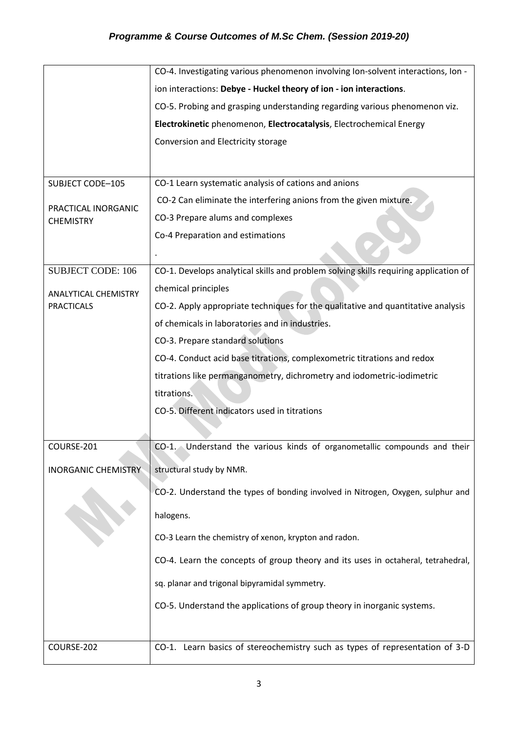| | |
|---|---|
| | CO-4. Investigating various phenomenon involving Ion-solvent interactions, Ion - ion interactions: **Debye - Huckel theory of ion - ion interactions**.<br>CO-5. Probing and grasping understanding regarding various phenomenon viz. **Electrokinetic** phenomenon, **Electrocatalysis**, Electrochemical Energy Conversion and Electricity storage |
| SUBJECT CODE–105<br><br>PRACTICAL INORGANIC CHEMISTRY | CO-1 Learn systematic analysis of cations and anions<br>CO-2 Can eliminate the interfering anions from the given mixture.<br>CO-3 Prepare alums and complexes<br>Co-4 Preparation and estimations<br>. |
| SUBJECT CODE: 106<br><br>ANALYTICAL CHEMISTRY PRACTICALS | CO-1. Develops analytical skills and problem solving skills requiring application of chemical principles<br>CO-2. Apply appropriate techniques for the qualitative and quantitative analysis of chemicals in laboratories and in industries.<br>CO-3. Prepare standard solutions<br>CO-4. Conduct acid base titrations, complexometric titrations and redox titrations like permanganometry, dichrometry and iodometric-iodimetric titrations.<br>CO-5. Different indicators used in titrations |
| COURSE-201<br><br>INORGANIC CHEMISTRY | CO-1. Understand the various kinds of organometallic compounds and their structural study by NMR.<br>CO-2. Understand the types of bonding involved in Nitrogen, Oxygen, sulphur and halogens.<br>CO-3 Learn the chemistry of xenon, krypton and radon.<br>CO-4. Learn the concepts of group theory and its uses in octaheral, tetrahedral, sq. planar and trigonal bipyramidal symmetry.<br>CO-5. Understand the applications of group theory in inorganic systems. |
| COURSE-202 | CO-1. Learn basics of stereochemistry such as types of representation of 3-D |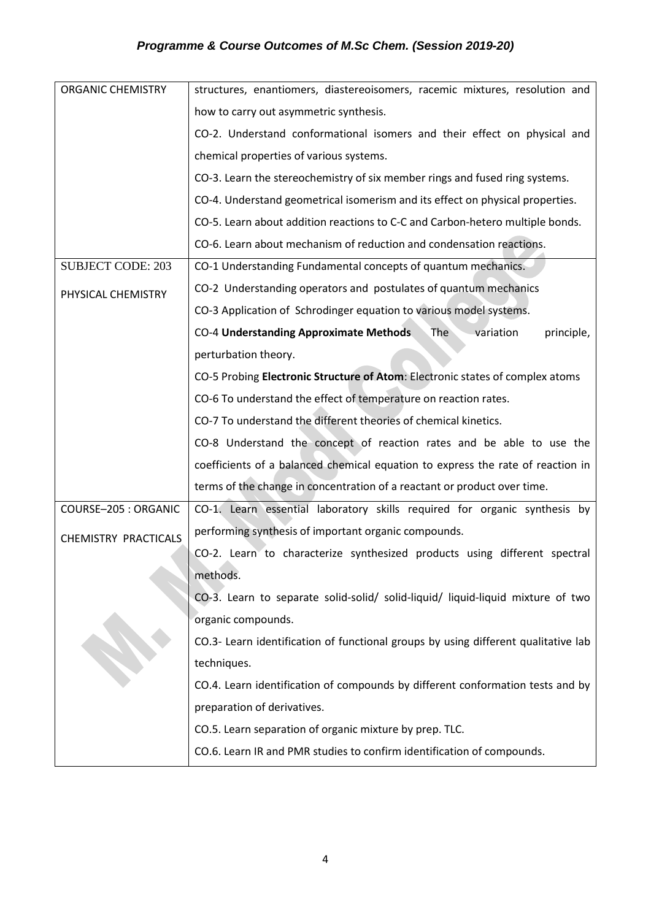| ORGANIC CHEMISTRY | structures, enantiomers, diastereoisomers, racemic mixtures, resolution and how to carry out asymmetric synthesis.<br>CO-2. Understand conformational isomers and their effect on physical and chemical properties of various systems.<br>CO-3. Learn the stereochemistry of six member rings and fused ring systems.<br>CO-4. Understand geometrical isomerism and its effect on physical properties.<br>CO-5. Learn about addition reactions to C-C and Carbon-hetero multiple bonds.<br>CO-6. Learn about mechanism of reduction and condensation reactions. |
|---|---|
| SUBJECT CODE: 203<br><br>PHYSICAL CHEMISTRY | CO-1 Understanding Fundamental concepts of quantum mechanics.<br>CO-2 Understanding operators and postulates of quantum mechanics<br>CO-3 Application of Schrodinger equation to various model systems.<br>CO-4 **Understanding Approximate Methods** The variation principle, perturbation theory.<br>CO-5 Probing **Electronic Structure of Atom**: Electronic states of complex atoms<br>CO-6 To understand the effect of temperature on reaction rates.<br>CO-7 To understand the different theories of chemical kinetics.<br>CO-8 Understand the concept of reaction rates and be able to use the coefficients of a balanced chemical equation to express the rate of reaction in terms of the change in concentration of a reactant or product over time. |
| COURSE–205 : ORGANIC CHEMISTRY PRACTICALS | CO-1. Learn essential laboratory skills required for organic synthesis by performing synthesis of important organic compounds.<br>CO-2. Learn to characterize synthesized products using different spectral methods.<br>CO-3. Learn to separate solid-solid/ solid-liquid/ liquid-liquid mixture of two organic compounds.<br>CO.3- Learn identification of functional groups by using different qualitative lab techniques.<br>CO.4. Learn identification of compounds by different conformation tests and by preparation of derivatives.<br>CO.5. Learn separation of organic mixture by prep. TLC.<br>CO.6. Learn IR and PMR studies to confirm identification of compounds. |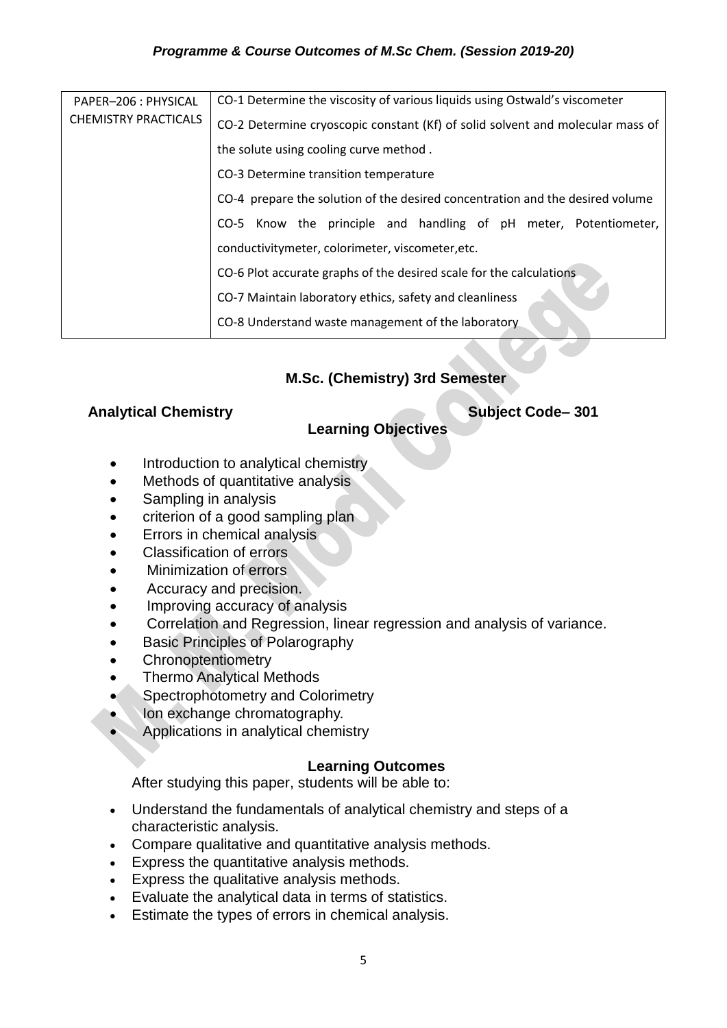| PAPER–206 : PHYSICAL CHEMISTRY PRACTICALS | CO-1 Determine the viscosity of various liquids using Ostwald's viscometer |
|---|---|
| | CO-2 Determine cryoscopic constant (Kf) of solid solvent and molecular mass of the solute using cooling curve method . |
| | CO-3 Determine transition temperature |
| | CO-4 prepare the solution of the desired concentration and the desired volume |
| | CO-5 Know the principle and handling of pH meter, Potentiometer, conductivitymeter, colorimeter, viscometer,etc. |
| | CO-6 Plot accurate graphs of the desired scale for the calculations |
| | CO-7 Maintain laboratory ethics, safety and cleanliness |
| | CO-8 Understand waste management of the laboratory |

## M.Sc. (Chemistry) 3rd Semester

**Analytical Chemistry** **Subject Code– 301**

### Learning Objectives

- Introduction to analytical chemistry
- Methods of quantitative analysis
- Sampling in analysis
- criterion of a good sampling plan
- Errors in chemical analysis
- Classification of errors
- Minimization of errors
- Accuracy and precision.
- Improving accuracy of analysis
- Correlation and Regression, linear regression and analysis of variance.
- Basic Principles of Polarography
- Chronoptentiometry
- Thermo Analytical Methods
- Spectrophotometry and Colorimetry
- Ion exchange chromatography.
- Applications in analytical chemistry

### Learning Outcomes

After studying this paper, students will be able to:

- Understand the fundamentals of analytical chemistry and steps of a characteristic analysis.
- Compare qualitative and quantitative analysis methods.
- Express the quantitative analysis methods.
- Express the qualitative analysis methods.
- Evaluate the analytical data in terms of statistics.
- Estimate the types of errors in chemical analysis.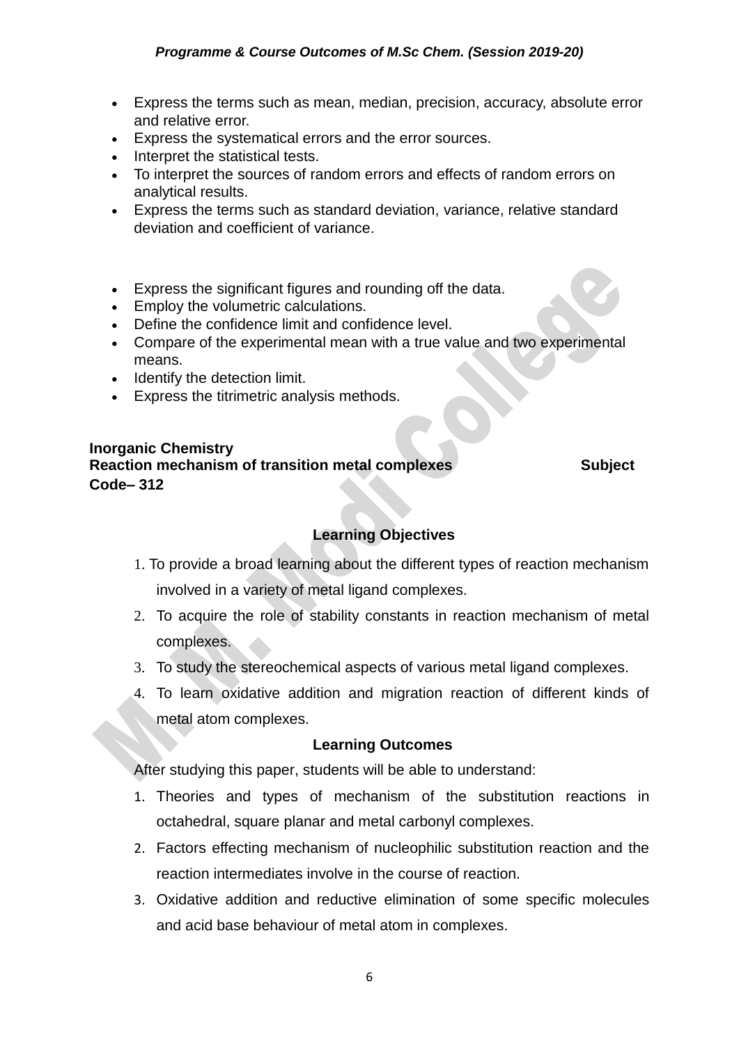- Express the terms such as mean, median, precision, accuracy, absolute error and relative error.
- Express the systematical errors and the error sources.
- Interpret the statistical tests.
- To interpret the sources of random errors and effects of random errors on analytical results.
- Express the terms such as standard deviation, variance, relative standard deviation and coefficient of variance.

- Express the significant figures and rounding off the data.
- Employ the volumetric calculations.
- Define the confidence limit and confidence level.
- Compare of the experimental mean with a true value and two experimental means.
- Identify the detection limit.
- Express the titrimetric analysis methods.

**Inorganic Chemistry**
**Reaction mechanism of transition metal complexes Subject Code– 312**

**Learning Objectives**

1. To provide a broad learning about the different types of reaction mechanism involved in a variety of metal ligand complexes.
2. To acquire the role of stability constants in reaction mechanism of metal complexes.
3. To study the stereochemical aspects of various metal ligand complexes.
4. To learn oxidative addition and migration reaction of different kinds of metal atom complexes.

**Learning Outcomes**

After studying this paper, students will be able to understand:

1. Theories and types of mechanism of the substitution reactions in octahedral, square planar and metal carbonyl complexes.
2. Factors effecting mechanism of nucleophilic substitution reaction and the reaction intermediates involve in the course of reaction.
3. Oxidative addition and reductive elimination of some specific molecules and acid base behaviour of metal atom in complexes.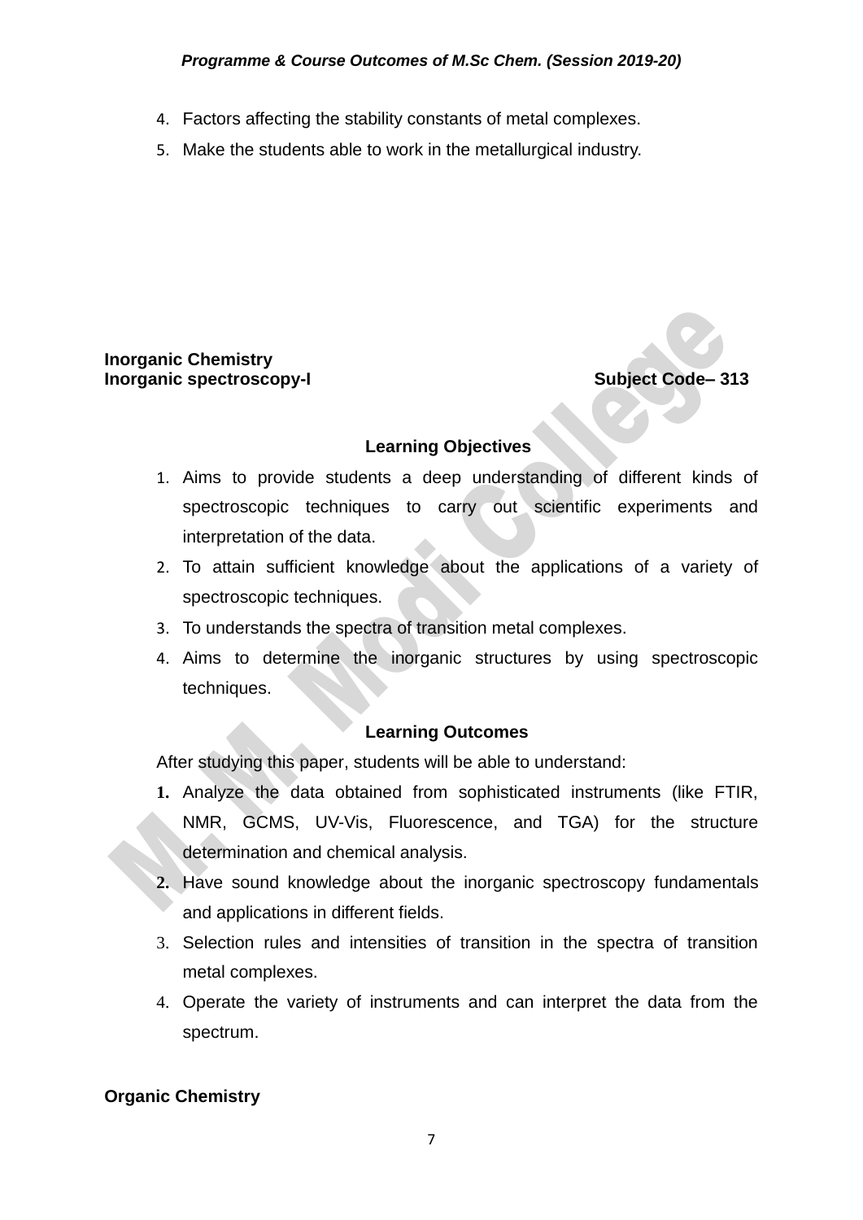4. Factors affecting the stability constants of metal complexes.
5. Make the students able to work in the metallurgical industry.

**Inorganic Chemistry**
**Inorganic spectroscopy-I** **Subject Code– 313**

### Learning Objectives

1. Aims to provide students a deep understanding of different kinds of spectroscopic techniques to carry out scientific experiments and interpretation of the data.
2. To attain sufficient knowledge about the applications of a variety of spectroscopic techniques.
3. To understands the spectra of transition metal complexes.
4. Aims to determine the inorganic structures by using spectroscopic techniques.

### Learning Outcomes

After studying this paper, students will be able to understand:

1. Analyze the data obtained from sophisticated instruments (like FTIR, NMR, GCMS, UV-Vis, Fluorescence, and TGA) for the structure determination and chemical analysis.
2. Have sound knowledge about the inorganic spectroscopy fundamentals and applications in different fields.
3. Selection rules and intensities of transition in the spectra of transition metal complexes.
4. Operate the variety of instruments and can interpret the data from the spectrum.

**Organic Chemistry**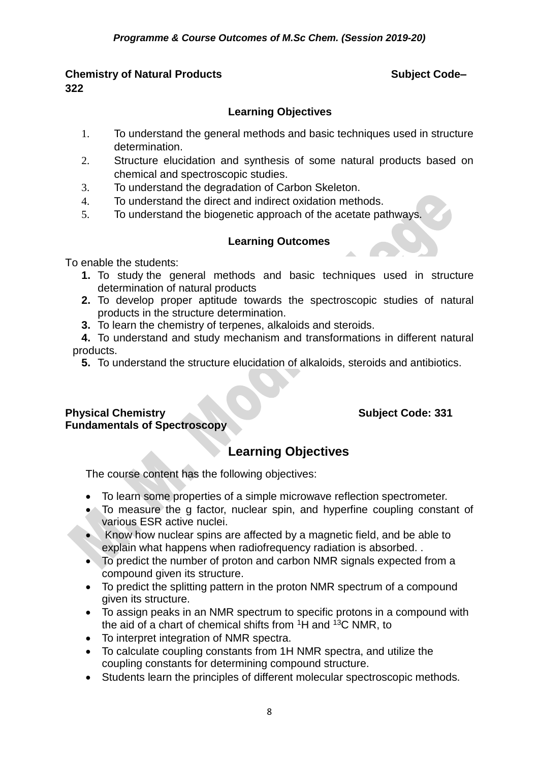**Chemistry of Natural Products** **Subject Code–322**

### Learning Objectives

1. To understand the general methods and basic techniques used in structure determination.
2. Structure elucidation and synthesis of some natural products based on chemical and spectroscopic studies.
3. To understand the degradation of Carbon Skeleton.
4. To understand the direct and indirect oxidation methods.
5. To understand the biogenetic approach of the acetate pathways.

### Learning Outcomes

To enable the students:

1. To study the general methods and basic techniques used in structure determination of natural products
2. To develop proper aptitude towards the spectroscopic studies of natural products in the structure determination.
3. To learn the chemistry of terpenes, alkaloids and steroids.
4. To understand and study mechanism and transformations in different natural products.
5. To understand the structure elucidation of alkaloids, steroids and antibiotics.

**Physical Chemistry** **Subject Code: 331**
**Fundamentals of Spectroscopy**

## Learning Objectives

The course content has the following objectives:

- To learn some properties of a simple microwave reflection spectrometer.
- To measure the g factor, nuclear spin, and hyperfine coupling constant of various ESR active nuclei.
- Know how nuclear spins are affected by a magnetic field, and be able to explain what happens when radiofrequency radiation is absorbed. .
- To predict the number of proton and carbon NMR signals expected from a compound given its structure.
- To predict the splitting pattern in the proton NMR spectrum of a compound given its structure.
- To assign peaks in an NMR spectrum to specific protons in a compound with the aid of a chart of chemical shifts from $^{1}H$ and $^{13}C$ NMR, to
- To interpret integration of NMR spectra.
- To calculate coupling constants from 1H NMR spectra, and utilize the coupling constants for determining compound structure.
- Students learn the principles of different molecular spectroscopic methods.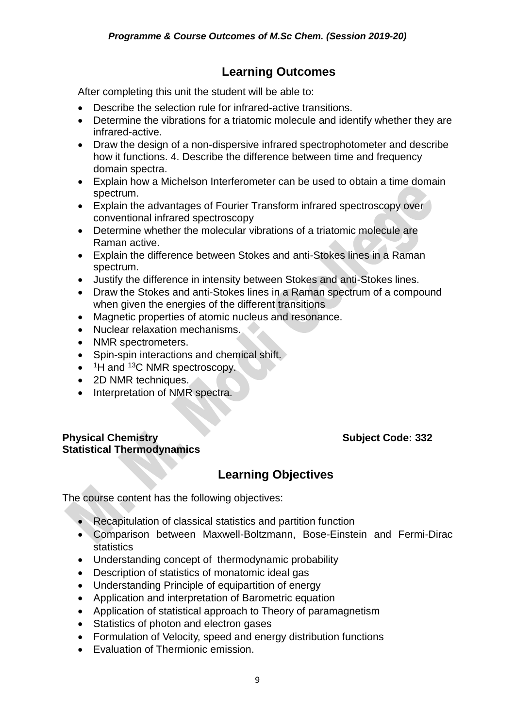## Learning Outcomes

After completing this unit the student will be able to:

- Describe the selection rule for infrared-active transitions.
- Determine the vibrations for a triatomic molecule and identify whether they are infrared-active.
- Draw the design of a non-dispersive infrared spectrophotometer and describe how it functions. 4. Describe the difference between time and frequency domain spectra.
- Explain how a Michelson Interferometer can be used to obtain a time domain spectrum.
- Explain the advantages of Fourier Transform infrared spectroscopy over conventional infrared spectroscopy
- Determine whether the molecular vibrations of a triatomic molecule are Raman active.
- Explain the difference between Stokes and anti-Stokes lines in a Raman spectrum.
- Justify the difference in intensity between Stokes and anti-Stokes lines.
- Draw the Stokes and anti-Stokes lines in a Raman spectrum of a compound when given the energies of the different transitions
- Magnetic properties of atomic nucleus and resonance.
- Nuclear relaxation mechanisms.
- NMR spectrometers.
- Spin-spin interactions and chemical shift.
- $^{1}H$ and $^{13}C$ NMR spectroscopy.
- 2D NMR techniques.
- Interpretation of NMR spectra.

**Physical Chemistry** **Subject Code: 332**
**Statistical Thermodynamics**

## Learning Objectives

The course content has the following objectives:

- Recapitulation of classical statistics and partition function
- Comparison between Maxwell-Boltzmann, Bose-Einstein and Fermi-Dirac statistics
- Understanding concept of thermodynamic probability
- Description of statistics of monatomic ideal gas
- Understanding Principle of equipartition of energy
- Application and interpretation of Barometric equation
- Application of statistical approach to Theory of paramagnetism
- Statistics of photon and electron gases
- Formulation of Velocity, speed and energy distribution functions
- Evaluation of Thermionic emission.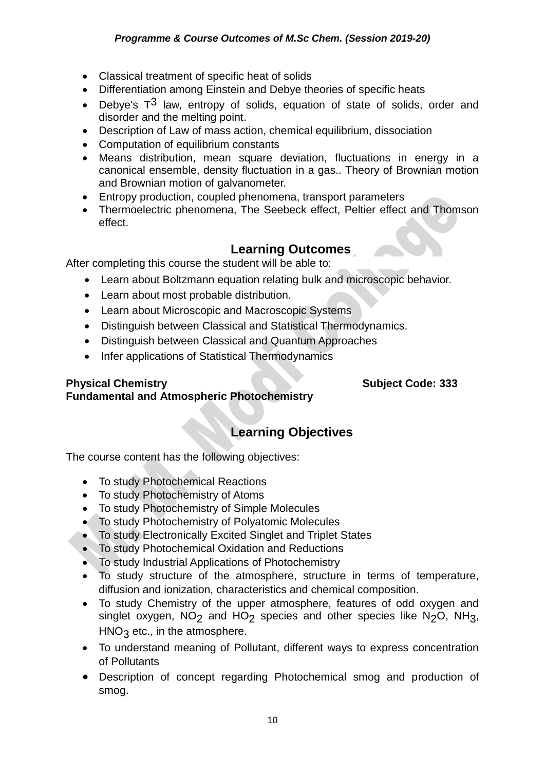- Classical treatment of specific heat of solids
- Differentiation among Einstein and Debye theories of specific heats
- Debye's $T^3$ law, entropy of solids, equation of state of solids, order and disorder and the melting point.
- Description of Law of mass action, chemical equilibrium, dissociation
- Computation of equilibrium constants
- Means distribution, mean square deviation, fluctuations in energy in a canonical ensemble, density fluctuation in a gas.. Theory of Brownian motion and Brownian motion of galvanometer.
- Entropy production, coupled phenomena, transport parameters
- Thermoelectric phenomena, The Seebeck effect, Peltier effect and Thomson effect.

## Learning Outcomes

After completing this course the student will be able to:

- Learn about Boltzmann equation relating bulk and microscopic behavior.
- Learn about most probable distribution.
- Learn about Microscopic and Macroscopic Systems
- Distinguish between Classical and Statistical Thermodynamics.
- Distinguish between Classical and Quantum Approaches
- Infer applications of Statistical Thermodynamics

**Physical Chemistry** **Subject Code: 333**
**Fundamental and Atmospheric Photochemistry**

## Learning Objectives

The course content has the following objectives:

- To study Photochemical Reactions
- To study Photochemistry of Atoms
- To study Photochemistry of Simple Molecules
- To study Photochemistry of Polyatomic Molecules
- To study Electronically Excited Singlet and Triplet States
- To study Photochemical Oxidation and Reductions
- To study Industrial Applications of Photochemistry
- To study structure of the atmosphere, structure in terms of temperature, diffusion and ionization, characteristics and chemical composition.
- To study Chemistry of the upper atmosphere, features of odd oxygen and singlet oxygen, $NO_2$ and $HO_2$ species and other species like $N_2O$, $NH_3$, $HNO_3$ etc., in the atmosphere.
- To understand meaning of Pollutant, different ways to express concentration of Pollutants
- Description of concept regarding Photochemical smog and production of smog.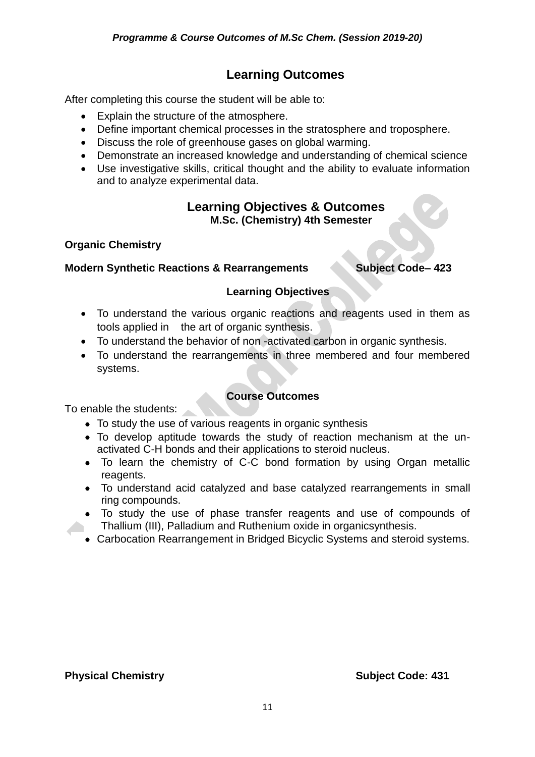## Learning Outcomes

After completing this course the student will be able to:

- Explain the structure of the atmosphere.
- Define important chemical processes in the stratosphere and troposphere.
- Discuss the role of greenhouse gases on global warming.
- Demonstrate an increased knowledge and understanding of chemical science
- Use investigative skills, critical thought and the ability to evaluate information and to analyze experimental data.

## Learning Objectives & Outcomes

### M.Sc. (Chemistry) 4th Semester

**Organic Chemistry**

**Modern Synthetic Reactions & Rearrangements** **Subject Code– 423**

### Learning Objectives

- To understand the various organic reactions and reagents used in them as tools applied in the art of organic synthesis.
- To understand the behavior of non -activated carbon in organic synthesis.
- To understand the rearrangements in three membered and four membered systems.

### Course Outcomes

To enable the students:

- To study the use of various reagents in organic synthesis
- To develop aptitude towards the study of reaction mechanism at the un-activated C-H bonds and their applications to steroid nucleus.
- To learn the chemistry of C-C bond formation by using Organ metallic reagents.
- To understand acid catalyzed and base catalyzed rearrangements in small ring compounds.
- To study the use of phase transfer reagents and use of compounds of Thallium (III), Palladium and Ruthenium oxide in organicsynthesis.
- Carbocation Rearrangement in Bridged Bicyclic Systems and steroid systems.

**Physical Chemistry** **Subject Code: 431**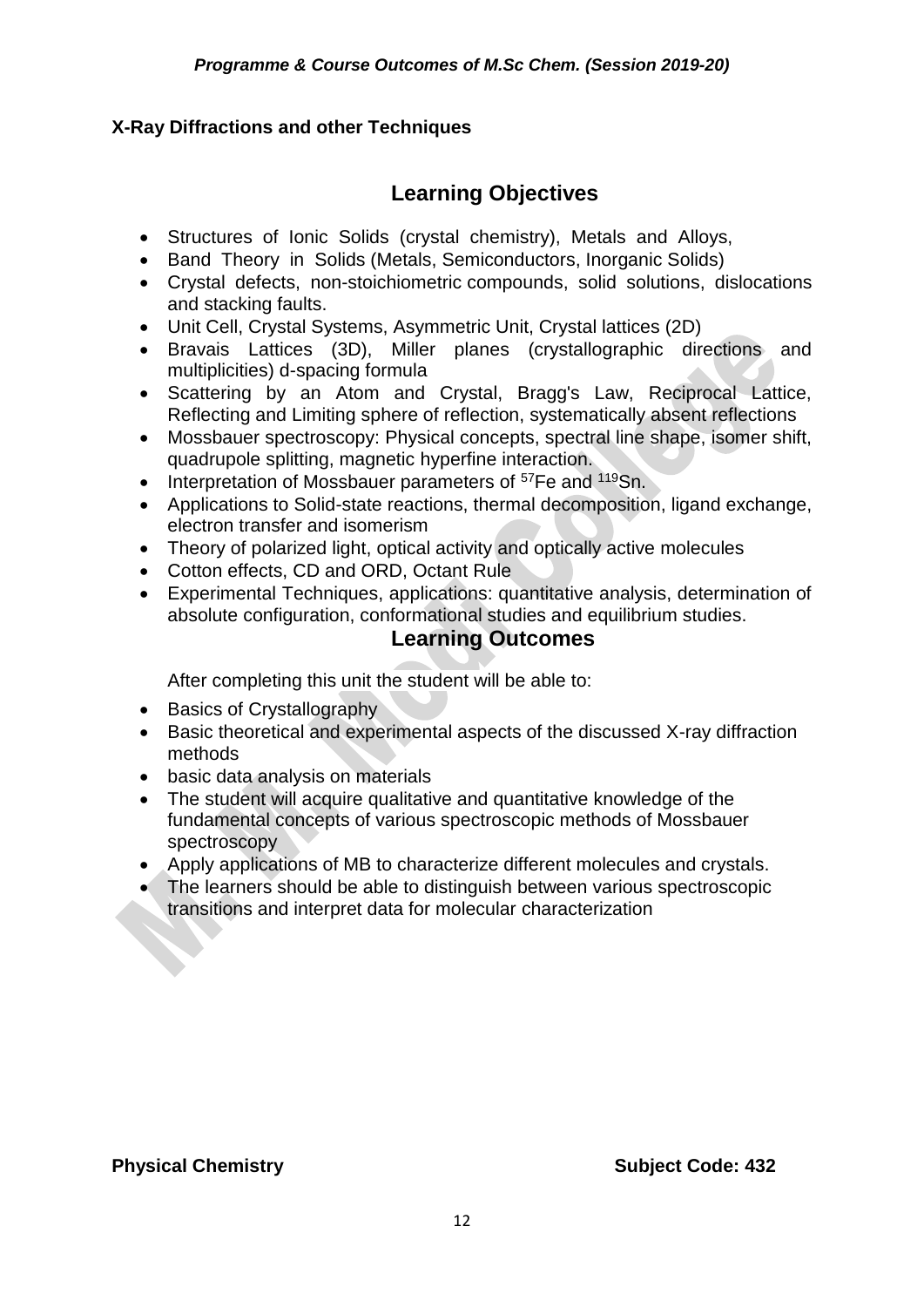**X-Ray Diffractions and other Techniques**

## Learning Objectives

- Structures of Ionic Solids (crystal chemistry), Metals and Alloys,
- Band Theory in Solids (Metals, Semiconductors, Inorganic Solids)
- Crystal defects, non-stoichiometric compounds, solid solutions, dislocations and stacking faults.
- Unit Cell, Crystal Systems, Asymmetric Unit, Crystal lattices (2D)
- Bravais Lattices (3D), Miller planes (crystallographic directions and multiplicities) d-spacing formula
- Scattering by an Atom and Crystal, Bragg's Law, Reciprocal Lattice, Reflecting and Limiting sphere of reflection, systematically absent reflections
- Mossbauer spectroscopy: Physical concepts, spectral line shape, isomer shift, quadrupole splitting, magnetic hyperfine interaction.
- Interpretation of Mossbauer parameters of $^{57}Fe$ and $^{119}Sn$.
- Applications to Solid-state reactions, thermal decomposition, ligand exchange, electron transfer and isomerism
- Theory of polarized light, optical activity and optically active molecules
- Cotton effects, CD and ORD, Octant Rule
- Experimental Techniques, applications: quantitative analysis, determination of absolute configuration, conformational studies and equilibrium studies.

## Learning Outcomes

After completing this unit the student will be able to:

- Basics of Crystallography
- Basic theoretical and experimental aspects of the discussed X-ray diffraction methods
- basic data analysis on materials
- The student will acquire qualitative and quantitative knowledge of the fundamental concepts of various spectroscopic methods of Mossbauer spectroscopy
- Apply applications of MB to characterize different molecules and crystals.
- The learners should be able to distinguish between various spectroscopic transitions and interpret data for molecular characterization

**Physical Chemistry** **Subject Code: 432**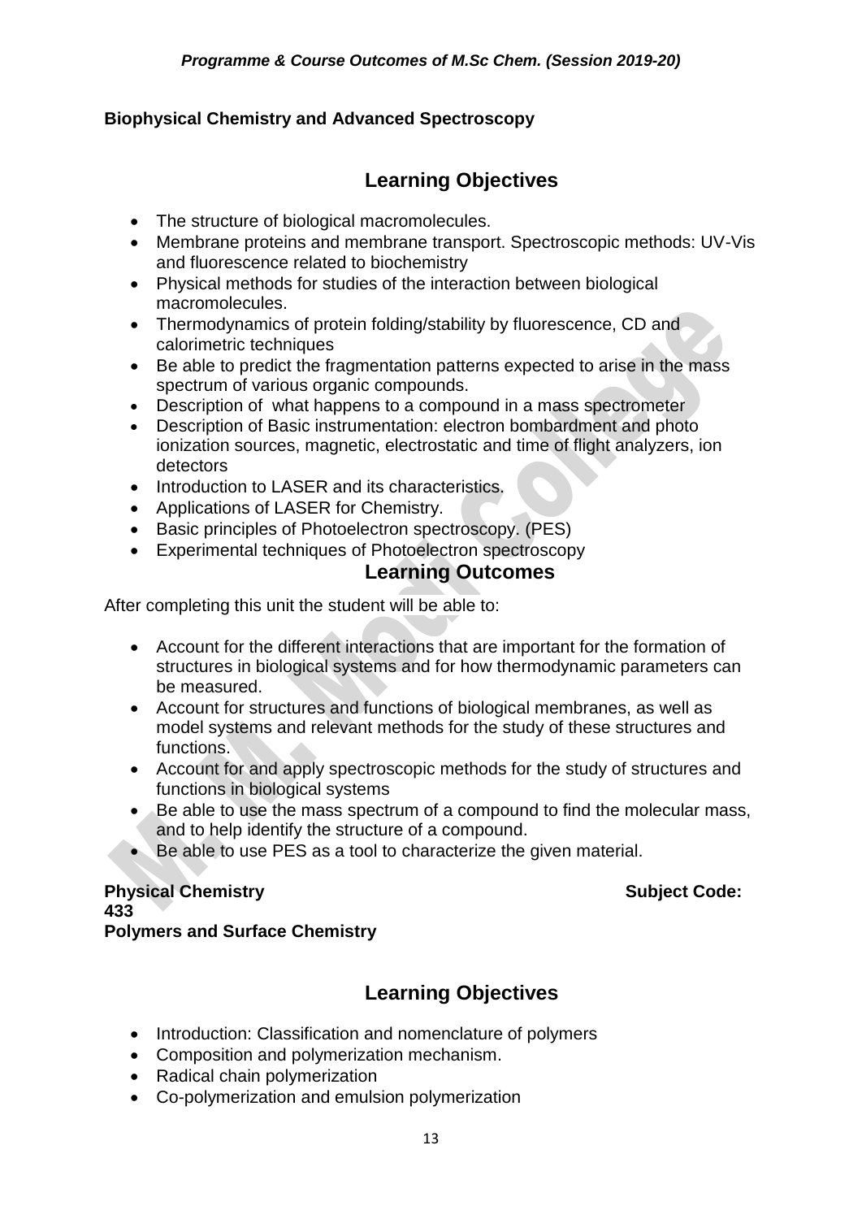**Biophysical Chemistry and Advanced Spectroscopy**

## Learning Objectives

- The structure of biological macromolecules.
- Membrane proteins and membrane transport. Spectroscopic methods: UV-Vis and fluorescence related to biochemistry
- Physical methods for studies of the interaction between biological macromolecules.
- Thermodynamics of protein folding/stability by fluorescence, CD and calorimetric techniques
- Be able to predict the fragmentation patterns expected to arise in the mass spectrum of various organic compounds.
- Description of what happens to a compound in a mass spectrometer
- Description of Basic instrumentation: electron bombardment and photo ionization sources, magnetic, electrostatic and time of flight analyzers, ion detectors
- Introduction to LASER and its characteristics.
- Applications of LASER for Chemistry.
- Basic principles of Photoelectron spectroscopy. (PES)
- Experimental techniques of Photoelectron spectroscopy

## Learning Outcomes

After completing this unit the student will be able to:

- Account for the different interactions that are important for the formation of structures in biological systems and for how thermodynamic parameters can be measured.
- Account for structures and functions of biological membranes, as well as model systems and relevant methods for the study of these structures and functions.
- Account for and apply spectroscopic methods for the study of structures and functions in biological systems
- Be able to use the mass spectrum of a compound to find the molecular mass, and to help identify the structure of a compound.
- Be able to use PES as a tool to characterize the given material.

**Physical Chemistry** **Subject Code: 433**
**Polymers and Surface Chemistry**

## Learning Objectives

- Introduction: Classification and nomenclature of polymers
- Composition and polymerization mechanism.
- Radical chain polymerization
- Co-polymerization and emulsion polymerization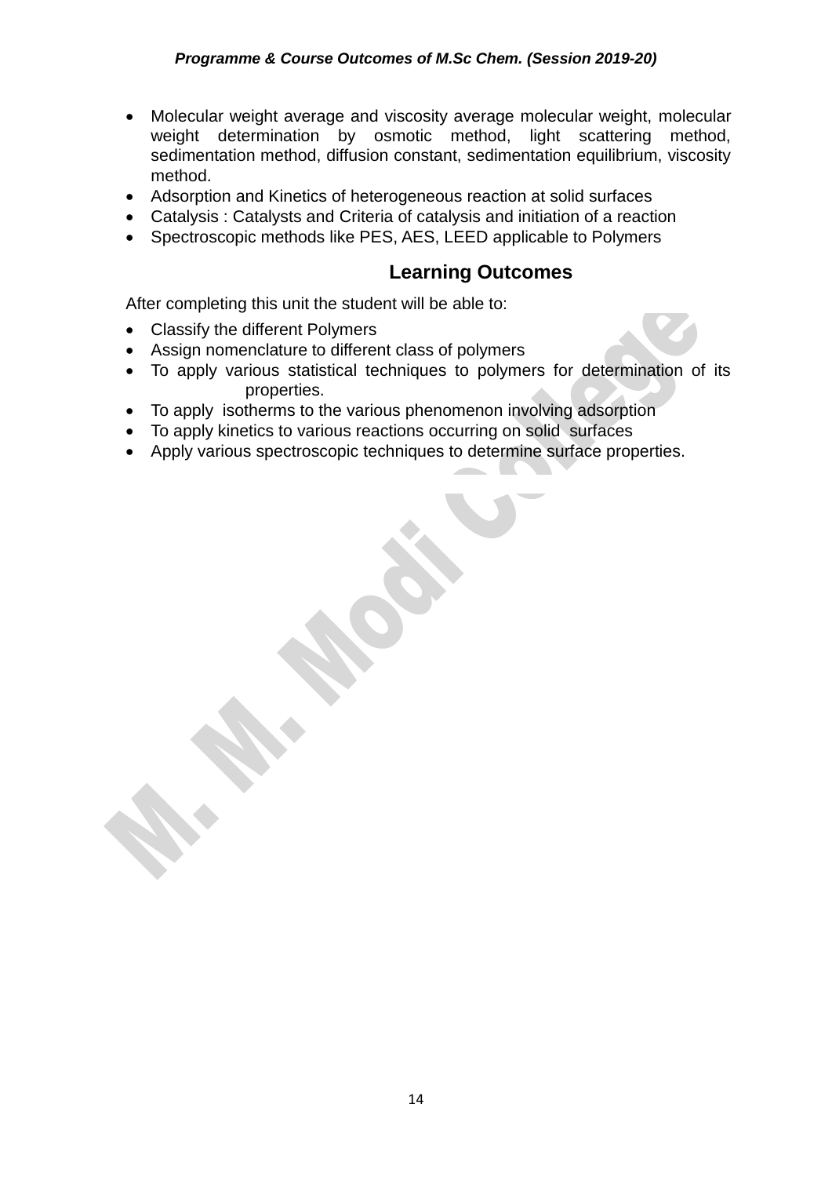- Molecular weight average and viscosity average molecular weight, molecular weight determination by osmotic method, light scattering method, sedimentation method, diffusion constant, sedimentation equilibrium, viscosity method.
- Adsorption and Kinetics of heterogeneous reaction at solid surfaces
- Catalysis : Catalysts and Criteria of catalysis and initiation of a reaction
- Spectroscopic methods like PES, AES, LEED applicable to Polymers

## Learning Outcomes

After completing this unit the student will be able to:

- Classify the different Polymers
- Assign nomenclature to different class of polymers
- To apply various statistical techniques to polymers for determination of its properties.
- To apply isotherms to the various phenomenon involving adsorption
- To apply kinetics to various reactions occurring on solid surfaces
- Apply various spectroscopic techniques to determine surface properties.